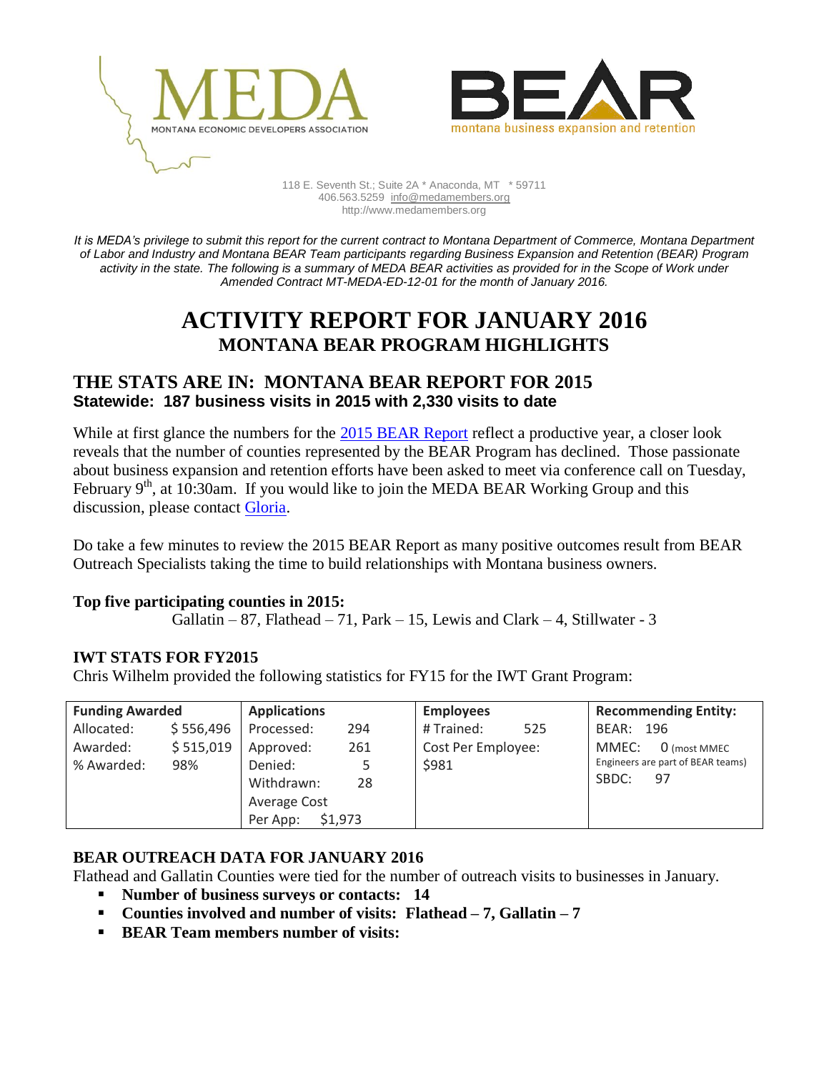MEDA
MONTANA ECONOMIC DEVELOPERS ASSOCIATION

BEAR
montana business expansion and retention

118 E. Seventh St.; Suite 2A * Anaconda, MT * 59711
406.563.5259 info@medamembers.org
http://www.medamembers.org

*It is MEDA's privilege to submit this report for the current contract to Montana Department of Commerce, Montana Department of Labor and Industry and Montana BEAR Team participants regarding Business Expansion and Retention (BEAR) Program activity in the state. The following is a summary of MEDA BEAR activities as provided for in the Scope of Work under Amended Contract MT-MEDA-ED-12-01 for the month of January 2016.*

# ACTIVITY REPORT FOR JANUARY 2016

## MONTANA BEAR PROGRAM HIGHLIGHTS

## THE STATS ARE IN: MONTANA BEAR REPORT FOR 2015

### Statewide: 187 business visits in 2015 with 2,330 visits to date

While at first glance the numbers for the 2015 BEAR Report reflect a productive year, a closer look reveals that the number of counties represented by the BEAR Program has declined. Those passionate about business expansion and retention efforts have been asked to meet via conference call on Tuesday, February 9th, at 10:30am. If you would like to join the MEDA BEAR Working Group and this discussion, please contact Gloria.

Do take a few minutes to review the 2015 BEAR Report as many positive outcomes result from BEAR Outreach Specialists taking the time to build relationships with Montana business owners.

**Top five participating counties in 2015:**

Gallatin – 87, Flathead – 71, Park – 15, Lewis and Clark – 4, Stillwater - 3

**IWT STATS FOR FY2015**

Chris Wilhelm provided the following statistics for FY15 for the IWT Grant Program:

| Funding Awarded | Applications | Employees | Recommending Entity: |
|---|---|---|---|
| Allocated: $ 556,496<br>Awarded: $ 515,019<br>% Awarded: 98% | Processed: 294<br>Approved: 261<br>Denied: 5<br>Withdrawn: 28<br>Average Cost Per App: $1,973 | # Trained: 525<br>Cost Per Employee: $981 | BEAR: 196<br>MMEC: 0 (most MMEC Engineers are part of BEAR teams)<br>SBDC: 97 |

**BEAR OUTREACH DATA FOR JANUARY 2016**

Flathead and Gallatin Counties were tied for the number of outreach visits to businesses in January.

- **Number of business surveys or contacts: 14**
- **Counties involved and number of visits: Flathead – 7, Gallatin – 7**
- **BEAR Team members number of visits:**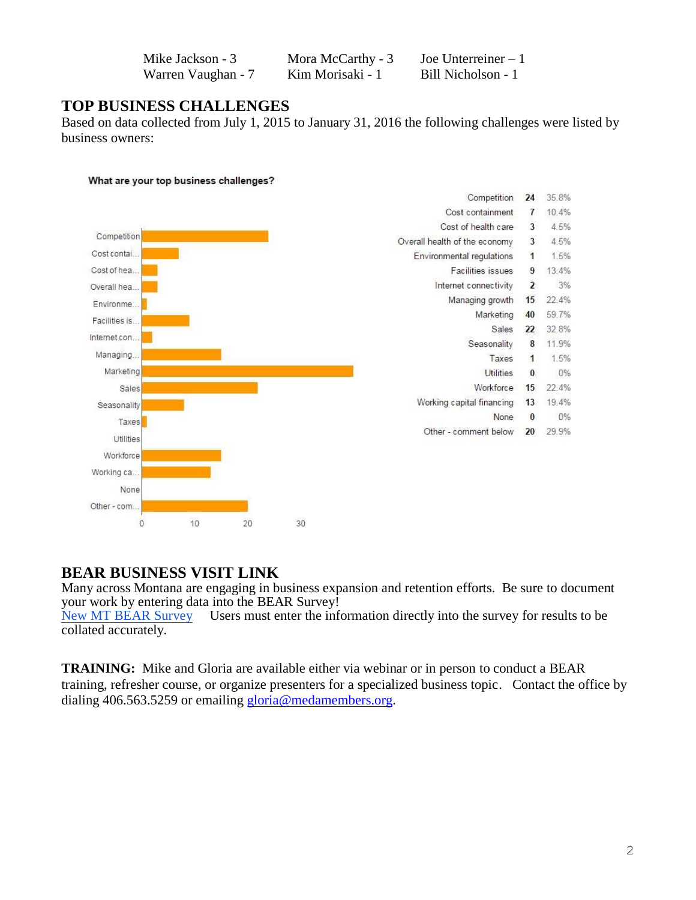| | | |
|---|---|---|
| Mike Jackson - 3 | Mora McCarthy - 3 | Joe Unterreiner – 1 |
| Warren Vaughan - 7 | Kim Morisaki - 1 | Bill Nicholson - 1 |

## TOP BUSINESS CHALLENGES

Based on data collected from July 1, 2015 to January 31, 2016 the following challenges were listed by business owners:

What are your top business challenges?

Competition
Cost contai...
Cost of hea...
Overall hea...
Environme...
Facilities is...
Internet con...
Managing...
Marketing
Sales
Seasonality
Taxes
Utilities
Workforce
Working ca...
None
Other - com...

0 10 20 30

Competition 24 35.8%
Cost containment 7 10.4%
Cost of health care 3 4.5%
Overall health of the economy 3 4.5%
Environmental regulations 1 1.5%
Facilities issues 9 13.4%
Internet connectivity 2 3%
Managing growth 15 22.4%
Marketing 40 59.7%
Sales 22 32.8%
Seasonality 8 11.9%
Taxes 1 1.5%
Utilities 0 0%
Workforce 15 22.4%
Working capital financing 13 19.4%
None 0 0%
Other - comment below 20 29.9%

## BEAR BUSINESS VISIT LINK

Many across Montana are engaging in business expansion and retention efforts. Be sure to document your work by entering data into the BEAR Survey!
New MT BEAR Survey Users must enter the information directly into the survey for results to be collated accurately.

**TRAINING:** Mike and Gloria are available either via webinar or in person to conduct a BEAR training, refresher course, or organize presenters for a specialized business topic. Contact the office by dialing 406.563.5259 or emailing gloria@medamembers.org.